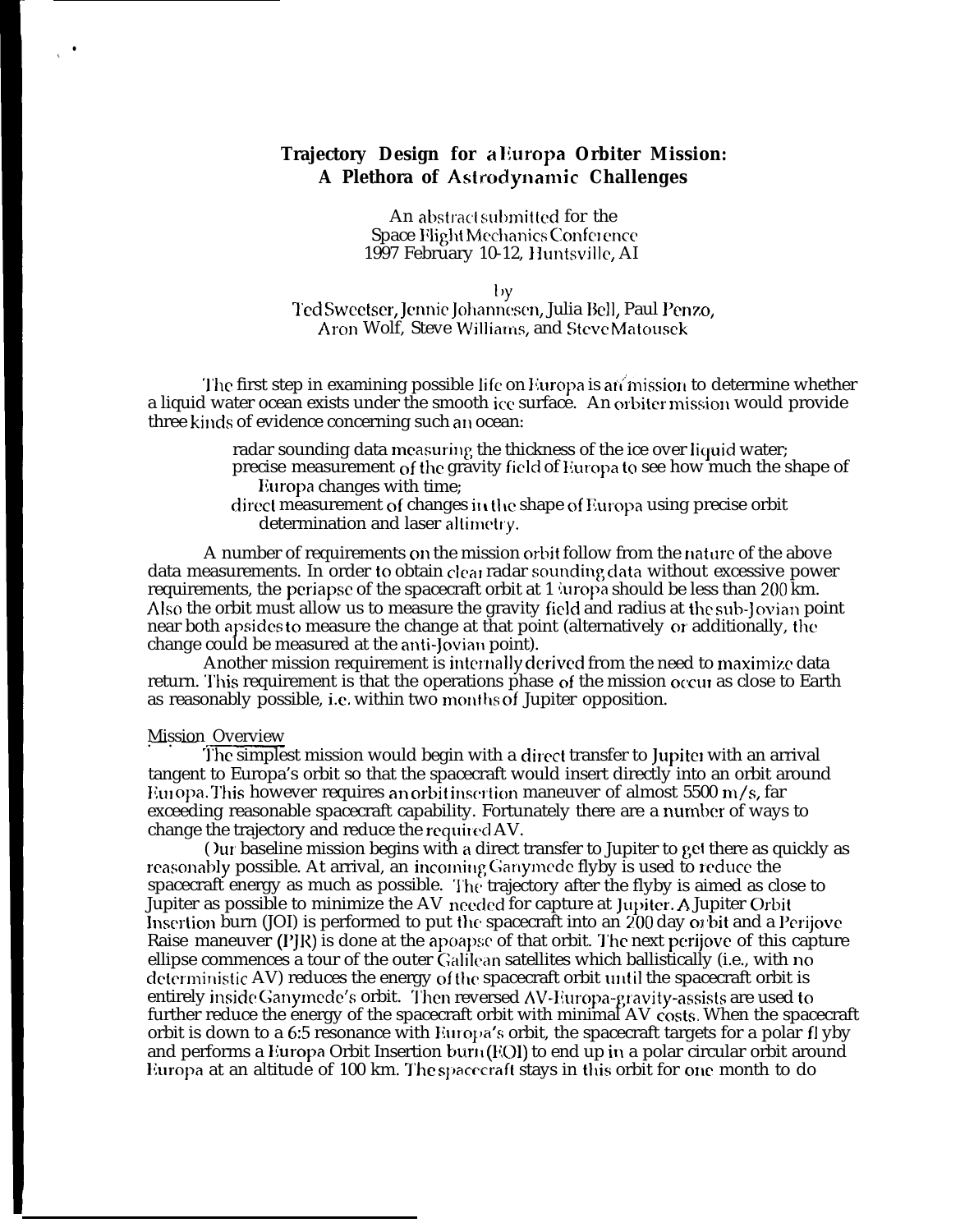# Trajectory Design for a Europa Orbiter Mission: A Plethora of Astrodynamic Challenges

An abstract submitted for the
Space Flight Mechanics Conference
1997 February 10-12, Huntsville, AI

by

Ted Sweetser, Jennie Johannesen, Julia Bell, Paul Penzo, Aron Wolf, Steve Williams, and Steve Matousek

The first step in examining possible life on Europa is an mission to determine whether a liquid water ocean exists under the smooth ice surface. An orbiter mission would provide three kinds of evidence concerning such an ocean:

- radar sounding data measuring the thickness of the ice over liquid water;
- precise measurement of the gravity field of Europa to see how much the shape of Europa changes with time;
- direct measurement of changes in the shape of Europa using precise orbit determination and laser altimetry.

A number of requirements on the mission orbit follow from the nature of the above data measurements. In order to obtain clear radar sounding data without excessive power requirements, the periapse of the spacecraft orbit at Europa should be less than 200 km. Also the orbit must allow us to measure the gravity field and radius at the sub-Jovian point near both apsides to measure the change at that point (alternatively or additionally, the change could be measured at the anti-Jovian point).

Another mission requirement is internally derived from the need to maximize data return. This requirement is that the operations phase of the mission occur as close to Earth as reasonably possible, i.e. within two months of Jupiter opposition.

## Mission Overview

The simplest mission would begin with a direct transfer to Jupiter with an arrival tangent to Europa's orbit so that the spacecraft would insert directly into an orbit around Europa. This however requires an orbit insertion maneuver of almost 5500 m/s, far exceeding reasonable spacecraft capability. Fortunately there are a number of ways to change the trajectory and reduce the required ΔV.

Our baseline mission begins with a direct transfer to Jupiter to get there as quickly as reasonably possible. At arrival, an incoming Ganymede flyby is used to reduce the spacecraft energy as much as possible. The trajectory after the flyby is aimed as close to Jupiter as possible to minimize the ΔV needed for capture at Jupiter. A Jupiter Orbit Insertion burn (JOI) is performed to put the spacecraft into an 200 day orbit and a Perijove Raise maneuver (PJR) is done at the apoapse of that orbit. The next perijove of this capture ellipse commences a tour of the outer Galilean satellites which ballistically (i.e., with no deterministic ΔV) reduces the energy of the spacecraft orbit until the spacecraft orbit is entirely inside Ganymede's orbit. Then reversed ΔV-Europa-gravity-assists are used to further reduce the energy of the spacecraft orbit with minimal ΔV costs. When the spacecraft orbit is down to a 6:5 resonance with Europa's orbit, the spacecraft targets for a polar flyby and performs a Europa Orbit Insertion burn (EOI) to end up in a polar circular orbit around Europa at an altitude of 100 km. The spacecraft stays in this orbit for one month to do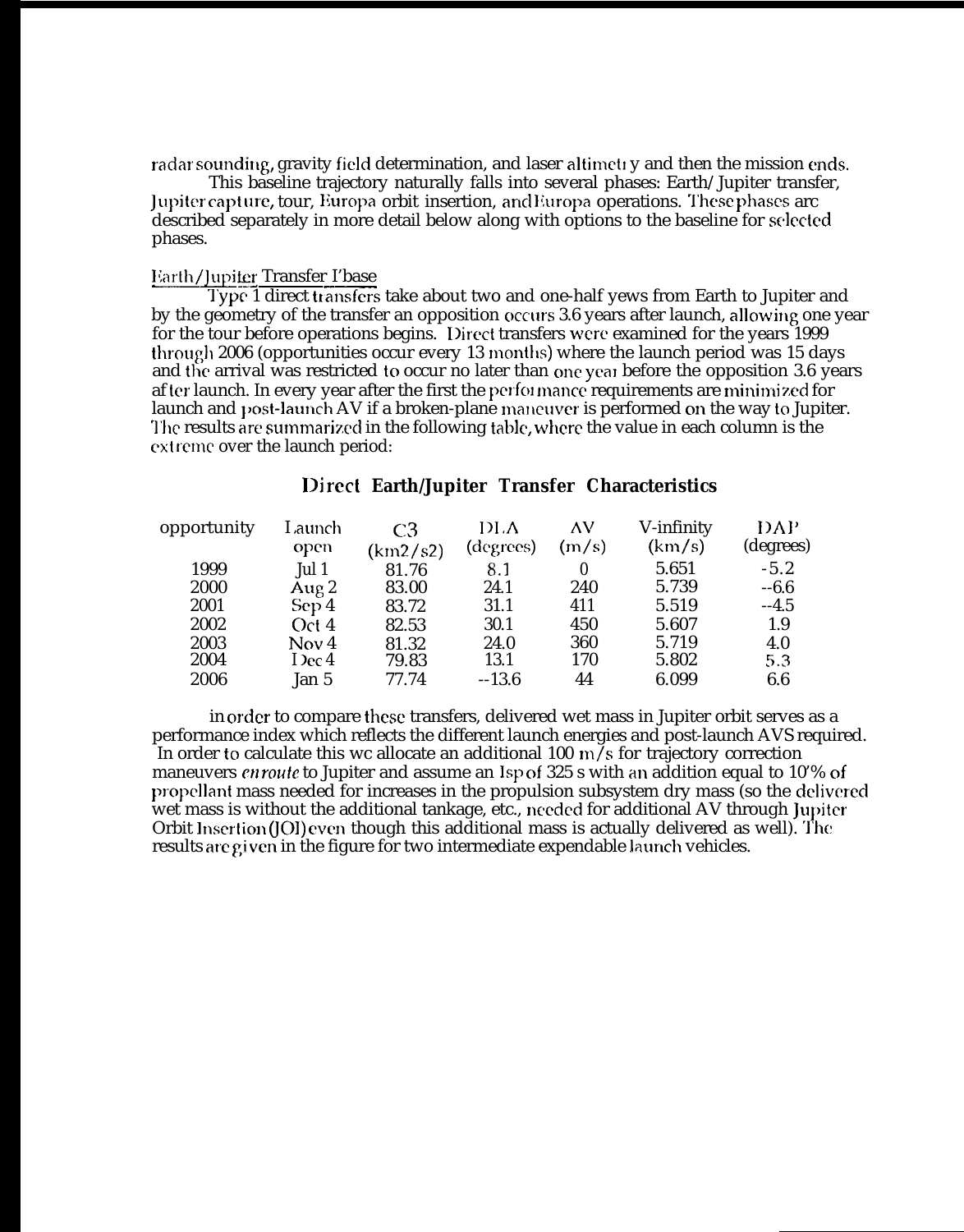radar sounding, gravity field determination, and laser altimetry and then the mission ends.

This baseline trajectory naturally falls into several phases: Earth/Jupiter transfer, Jupiter capture, tour, Europa orbit insertion, and Europa operations. These phases are described separately in more detail below along with options to the baseline for selected phases.

## Earth/Jupiter Transfer Phase

Type 1 direct transfers take about two and one-half yews from Earth to Jupiter and by the geometry of the transfer an opposition occurs 3.6 years after launch, allowing one year for the tour before operations begins. Direct transfers were examined for the years 1999 through 2006 (opportunities occur every 13 months) where the launch period was 15 days and the arrival was restricted to occur no later than one year before the opposition 3.6 years after launch. In every year after the first the performance requirements are minimized for launch and post-launch ΔV if a broken-plane maneuver is performed on the way to Jupiter. The results are summarized in the following table, where the value in each column is the extreme over the launch period:

**Direct Earth/Jupiter Transfer Characteristics**

| opportunity | Launch open | C3 ($km^2/s^2$) | DLA (degrees) | ΔV (m/s) | V-infinity (km/s) | DAP (degrees) |
|---|---|---|---|---|---|---|
| 1999 | Jul 1 | 81.76 | 8.1 | 0 | 5.651 | -5.2 |
| 2000 | Aug 2 | 83.00 | 24.1 | 240 | 5.739 | --6.6 |
| 2001 | Sep 4 | 83.72 | 31.1 | 411 | 5.519 | --4.5 |
| 2002 | Oct 4 | 82.53 | 30.1 | 450 | 5.607 | 1.9 |
| 2003 | Nov 4 | 81.32 | 24.0 | 360 | 5.719 | 4.0 |
| 2004 | Dec 4 | 79.83 | 13.1 | 170 | 5.802 | 5.3 |
| 2006 | Jan 5 | 77.74 | --13.6 | 44 | 6.099 | 6.6 |

in order to compare these transfers, delivered wet mass in Jupiter orbit serves as a performance index which reflects the different launch energies and post-launch ΔVs required. In order to calculate this we allocate an additional 100 m/s for trajectory correction maneuvers *enroute* to Jupiter and assume an Isp of 325 s with an addition equal to 10% of propellant mass needed for increases in the propulsion subsystem dry mass (so the delivered wet mass is without the additional tankage, etc., needed for additional ΔV through Jupiter Orbit Insertion (JOI) even though this additional mass is actually delivered as well). The results are given in the figure for two intermediate expendable launch vehicles.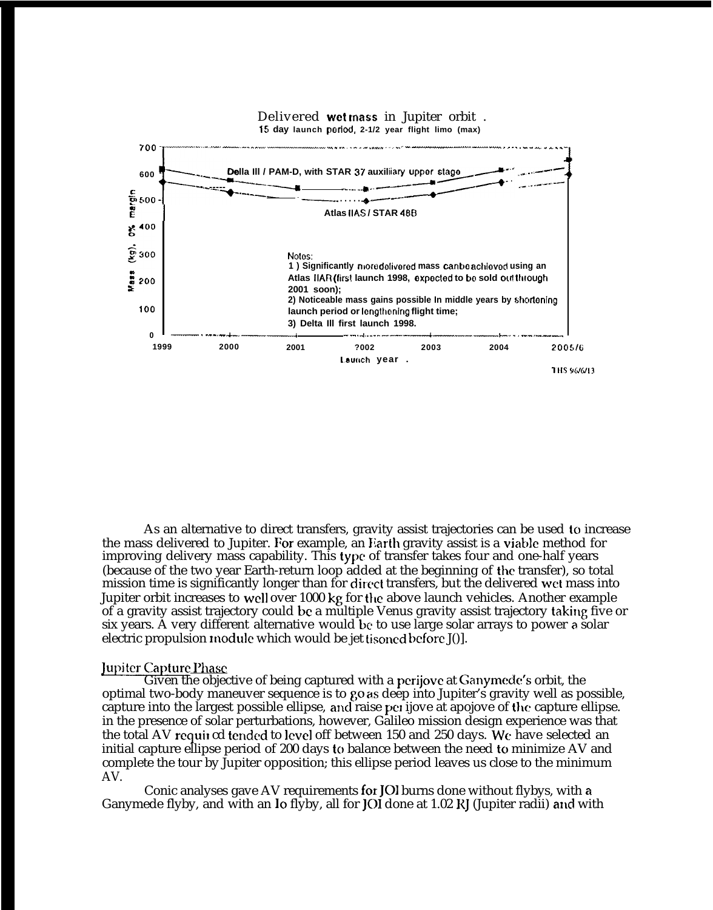Delivered wet mass in Jupiter orbit.
15 day launch period, 2-1/2 year flight time (max)

Delta III / PAM-D, with STAR 37 auxiliary upper stage

Atlas IIAS / STAR 48B

Mass (kg), 0% margin

Notes:
1) Significantly more delivered mass can be achieved using an Atlas IIAR (first launch 1998, expected to be sold out through 2001 soon);
2) Noticeable mass gains possible in middle years by shortening launch period or lengthening flight time;
3) Delta III first launch 1998.

Launch year.

THS 96/6/13

As an alternative to direct transfers, gravity assist trajectories can be used to increase the mass delivered to Jupiter. For example, an Earth gravity assist is a viable method for improving delivery mass capability. This type of transfer takes four and one-half years (because of the two year Earth-return loop added at the beginning of the transfer), so total mission time is significantly longer than for direct transfers, but the delivered wet mass into Jupiter orbit increases to well over 1000 kg for the above launch vehicles. Another example of a gravity assist trajectory could be a multiple Venus gravity assist trajectory taking five or six years. A very different alternative would be to use large solar arrays to power a solar electric propulsion module which would be jettisoned before J()].

## Jupiter Capture Phase

Given the objective of being captured with a perijove at Ganymede's orbit, the optimal two-body maneuver sequence is to go as deep into Jupiter's gravity well as possible, capture into the largest possible ellipse, and raise perijove at apojove of the capture ellipse. in the presence of solar perturbations, however, Galileo mission design experience was that the total ΔV required tended to level off between 150 and 250 days. We have selected an initial capture ellipse period of 200 days to balance between the need to minimize ΔV and complete the tour by Jupiter opposition; this ellipse period leaves us close to the minimum ΔV.

Conic analyses gave ΔV requirements for JOI burns done without flybys, with a Ganymede flyby, and with an Io flyby, all for JOI done at 1.02 RJ (Jupiter radii) and with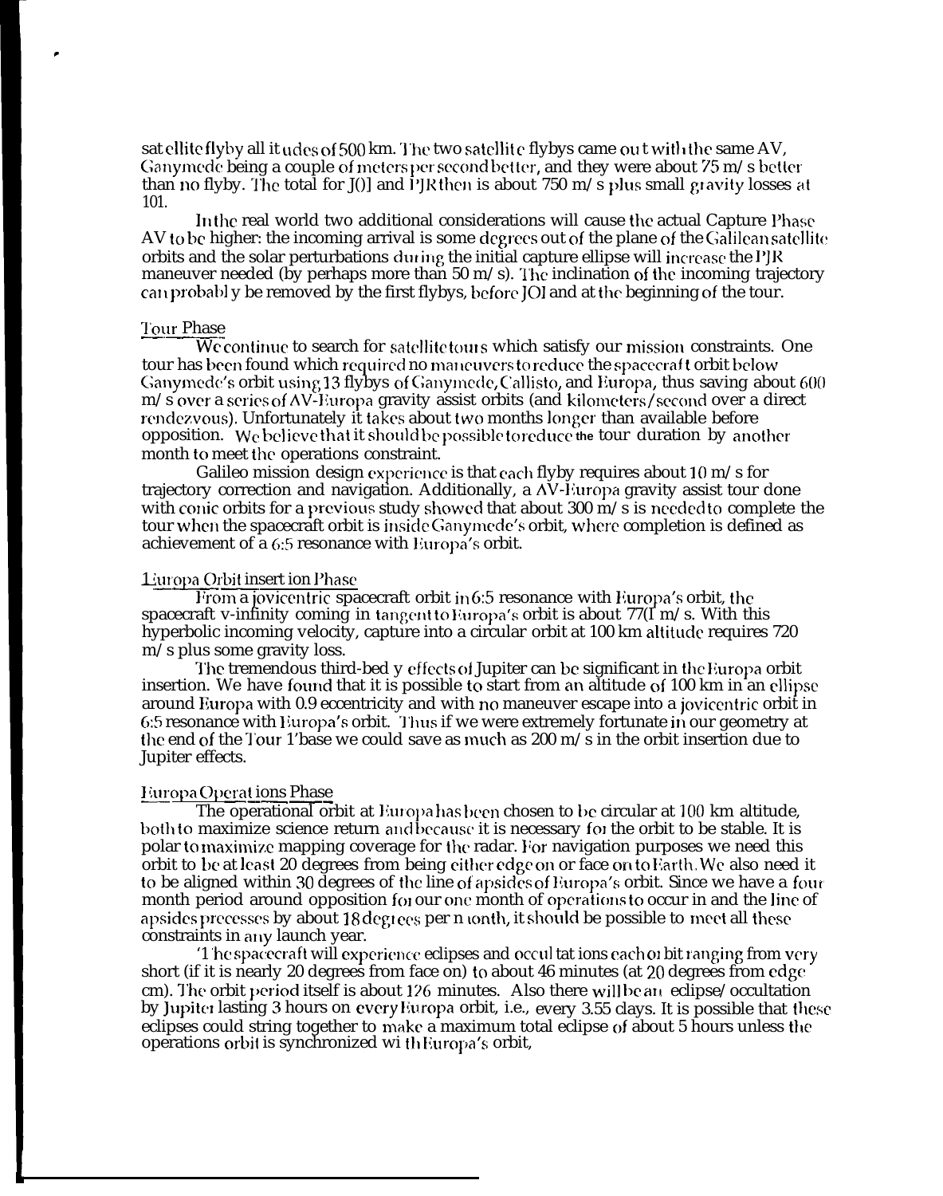satellite flyby altitudes of 500 km. The two satellite flybys came out with the same ΔV, Ganymede being a couple of meters per second better, and they were about 75 m/s better than no flyby. The total for JOI and PJR then is about 750 m/s plus small gravity losses at 101.

In the real world two additional considerations will cause the actual Capture Phase ΔV to be higher: the incoming arrival is some degrees out of the plane of the Galilean satellite orbits and the solar perturbations during the initial capture ellipse will increase the PJR maneuver needed (by perhaps more than 50 m/s). The inclination of the incoming trajectory can probably be removed by the first flybys, before JOI and at the beginning of the tour.

## Tour Phase

We continue to search for satellite tours which satisfy our mission constraints. One tour has been found which required no maneuvers to reduce the spacecraft orbit below Ganymede's orbit using 13 flybys of Ganymede, Callisto, and Europa, thus saving about 600 m/s over a series of ΔV-Europa gravity assist orbits (and kilometers/second over a direct rendezvous). Unfortunately it takes about two months longer than available before opposition. We believe that it should be possible to reduce the tour duration by another month to meet the operations constraint.

Galileo mission design experience is that each flyby requires about 10 m/s for trajectory correction and navigation. Additionally, a ΔV-Europa gravity assist tour done with conic orbits for a previous study showed that about 300 m/s is needed to complete the tour when the spacecraft orbit is inside Ganymede's orbit, where completion is defined as achievement of a 6:5 resonance with Europa's orbit.

## Europa Orbit insertion Phase

From a jovicentric spacecraft orbit in 6:5 resonance with Europa's orbit, the spacecraft v-infinity coming in tangent to Europa's orbit is about 770 m/s. With this hyperbolic incoming velocity, capture into a circular orbit at 100 km altitude requires 720 m/s plus some gravity loss.

The tremendous third-body effects of Jupiter can be significant in the Europa orbit insertion. We have found that it is possible to start from an altitude of 100 km in an ellipse around Europa with 0.9 eccentricity and with no maneuver escape into a jovicentric orbit in 6:5 resonance with Europa's orbit. Thus if we were extremely fortunate in our geometry at the end of the Tour Phase we could save as much as 200 m/s in the orbit insertion due to Jupiter effects.

## Europa Operations Phase

The operational orbit at Europa has been chosen to be circular at 100 km altitude, both to maximize science return and because it is necessary for the orbit to be stable. It is polar to maximize mapping coverage for the radar. For navigation purposes we need this orbit to be at least 20 degrees from being either edge on or face on to Earth. We also need it to be aligned within 30 degrees of the line of apsides of Europa's orbit. Since we have a four month period around opposition for our one month of operations to occur in and the line of apsides precesses by about 18 degrees per month, it should be possible to meet all these constraints in any launch year.

The spacecraft will experience eclipses and occultations each orbit ranging from very short (if it is nearly 20 degrees from face on) to about 46 minutes (at 20 degrees from edge on). The orbit period itself is about 126 minutes. Also there will be an eclipse/occultation by Jupiter lasting 3 hours on every Europa orbit, i.e., every 3.55 days. It is possible that these eclipses could string together to make a maximum total eclipse of about 5 hours unless the operations orbit is synchronized with Europa's orbit,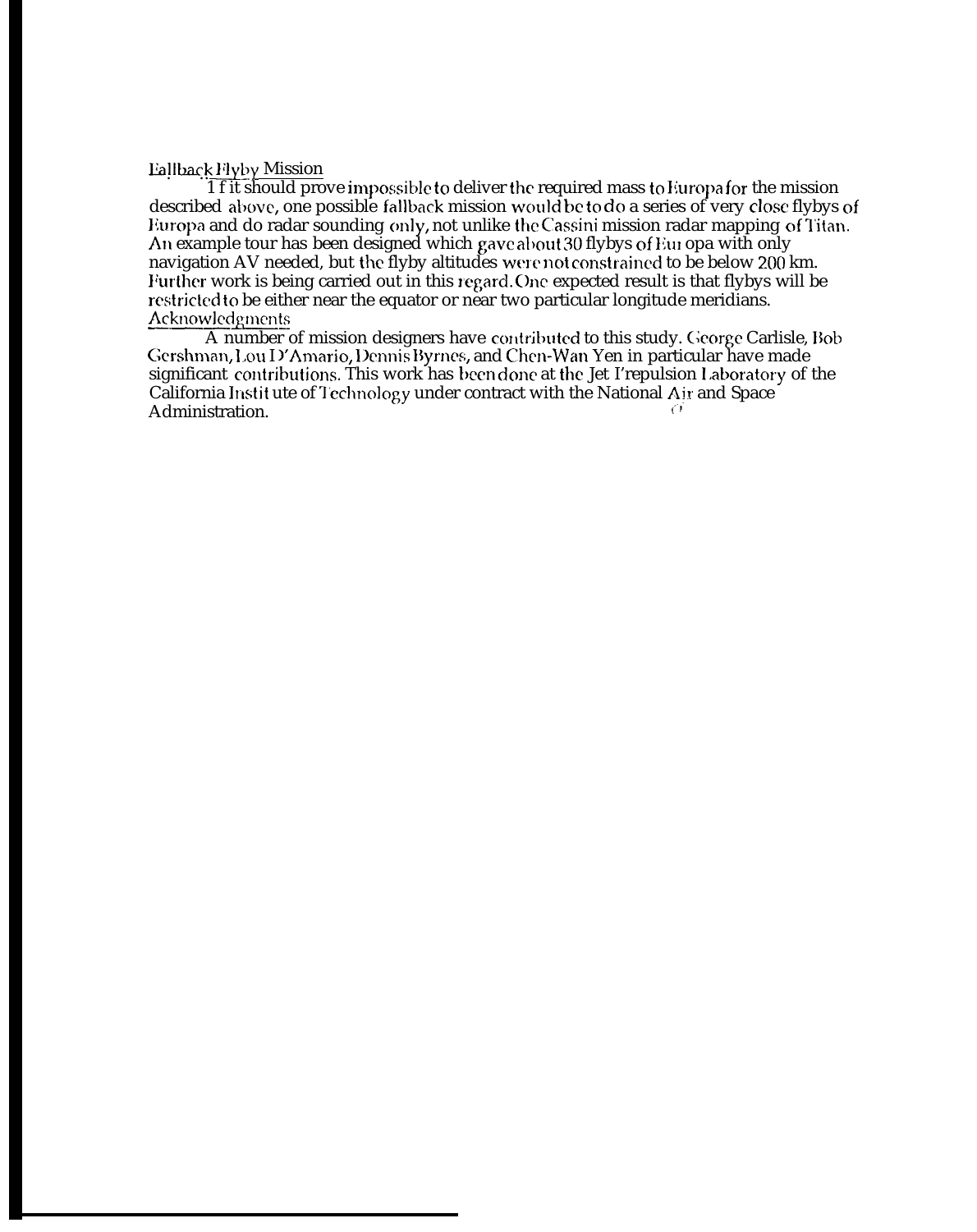## Fallback Flyby Mission

If it should prove impossible to deliver the required mass to Europa for the mission described above, one possible fallback mission would be to do a series of very close flybys of Europa and do radar sounding only, not unlike the Cassini mission radar mapping of Titan. An example tour has been designed which gave about 30 flybys of Europa with only navigation ΔV needed, but the flyby altitudes were not constrained to be below 200 km. Further work is being carried out in this regard. One expected result is that flybys will be restricted to be either near the equator or near two particular longitude meridians.

## Acknowledgments

A number of mission designers have contributed to this study. George Carlisle, Bob Gershman, Lou D'Amario, Dennis Byrnes, and Chen-Wan Yen in particular have made significant contributions. This work has been done at the Jet Propulsion Laboratory of the California Institute of Technology under contract with the National Air and Space Administration.